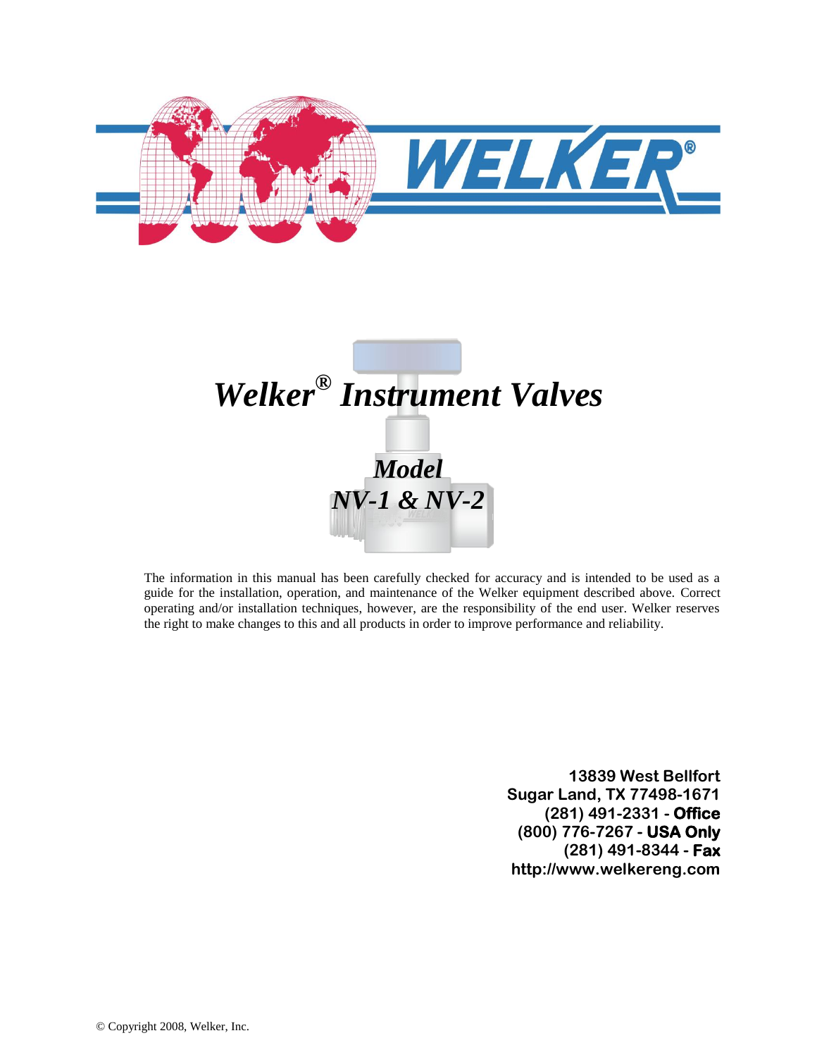# *Welker® Instrument Valves*

## *Model NV-1 & NV-2*

The information in this manual has been carefully checked for accuracy and is intended to be used as a guide for the installation, operation, and maintenance of the Welker equipment described above. Correct operating and/or installation techniques, however, are the responsibility of the end user. Welker reserves the right to make changes to this and all products in order to improve performance and reliability.

**13839 West Bellfort**
**Sugar Land, TX 77498-1671**
**(281) 491-2331 - Office**
**(800) 776-7267 - USA Only**
**(281) 491-8344 - Fax**
**http://www.welkereng.com**

© Copyright 2008, Welker, Inc.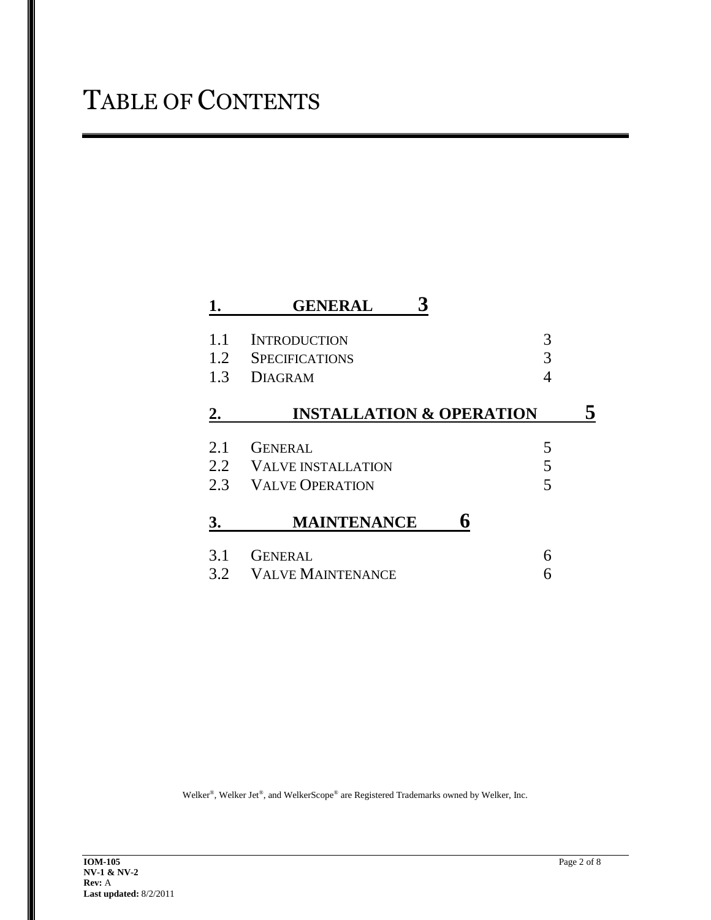# Table of Contents

**1. GENERAL 3**

| | | |
|---|---|---|
| 1.1 | Introduction | 3 |
| 1.2 | Specifications | 3 |
| 1.3 | Diagram | 4 |

**2. INSTALLATION & OPERATION 5**

| | | |
|---|---|---|
| 2.1 | General | 5 |
| 2.2 | Valve installation | 5 |
| 2.3 | Valve Operation | 5 |

**3. MAINTENANCE 6**

| | | |
|---|---|---|
| 3.1 | General | 6 |
| 3.2 | Valve Maintenance | 6 |

Welker®, Welker Jet®, and WelkerScope® are Registered Trademarks owned by Welker, Inc.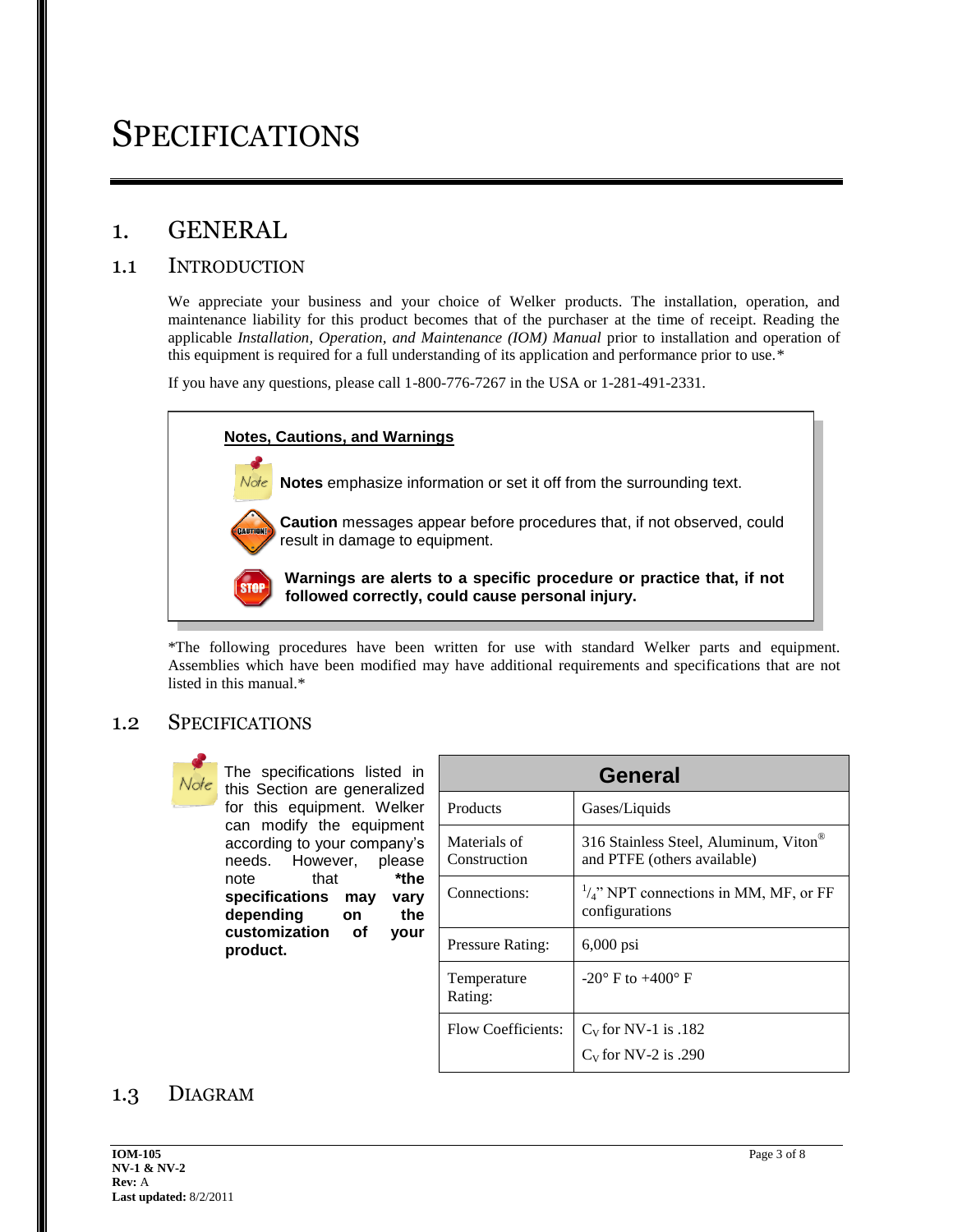# SPECIFICATIONS

## 1. GENERAL

### 1.1 INTRODUCTION

We appreciate your business and your choice of Welker products. The installation, operation, and maintenance liability for this product becomes that of the purchaser at the time of receipt. Reading the applicable *Installation, Operation, and Maintenance (IOM) Manual* prior to installation and operation of this equipment is required for a full understanding of its application and performance prior to use.*

If you have any questions, please call 1-800-776-7267 in the USA or 1-281-491-2331.

> **Notes, Cautions, and Warnings**
>
> Note: **Notes** emphasize information or set it off from the surrounding text.
>
> CAUTION: **Caution** messages appear before procedures that, if not observed, could result in damage to equipment.
>
> STOP: **Warnings are alerts to a specific procedure or practice that, if not followed correctly, could cause personal injury.**

*The following procedures have been written for use with standard Welker parts and equipment. Assemblies which have been modified may have additional requirements and specifications that are not listed in this manual.*

### 1.2 SPECIFICATIONS

Note: The specifications listed in this Section are generalized for this equipment. Welker can modify the equipment according to your company's needs. However, please note that **\*the specifications may vary depending on the customization of your product.**

| General | |
|---|---|
| Products | Gases/Liquids |
| Materials of Construction | 316 Stainless Steel, Aluminum, Viton® and PTFE (others available) |
| Connections: | $^{1}/_{4}$" NPT connections in MM, MF, or FF configurations |
| Pressure Rating: | 6,000 psi |
| Temperature Rating: | -20° F to +400° F |
| Flow Coefficients: | $C_V$ for NV-1 is .182<br>$C_V$ for NV-2 is .290 |

### 1.3 DIAGRAM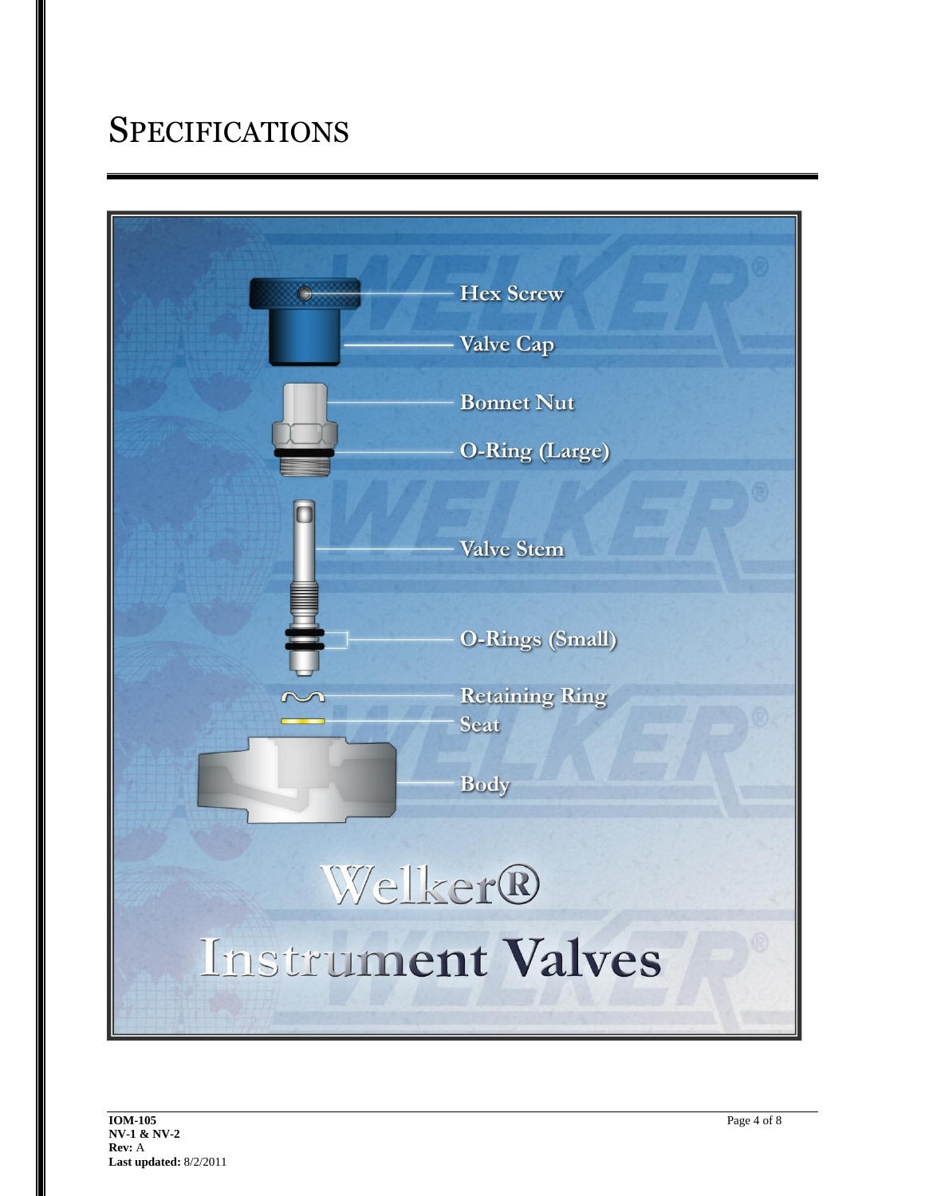# SPECIFICATIONS

Hex Screw

Valve Cap

Bonnet Nut

O-Ring (Large)

Valve Stem

O-Rings (Small)

Retaining Ring

Seat

Body

Welker®

Instrument Valves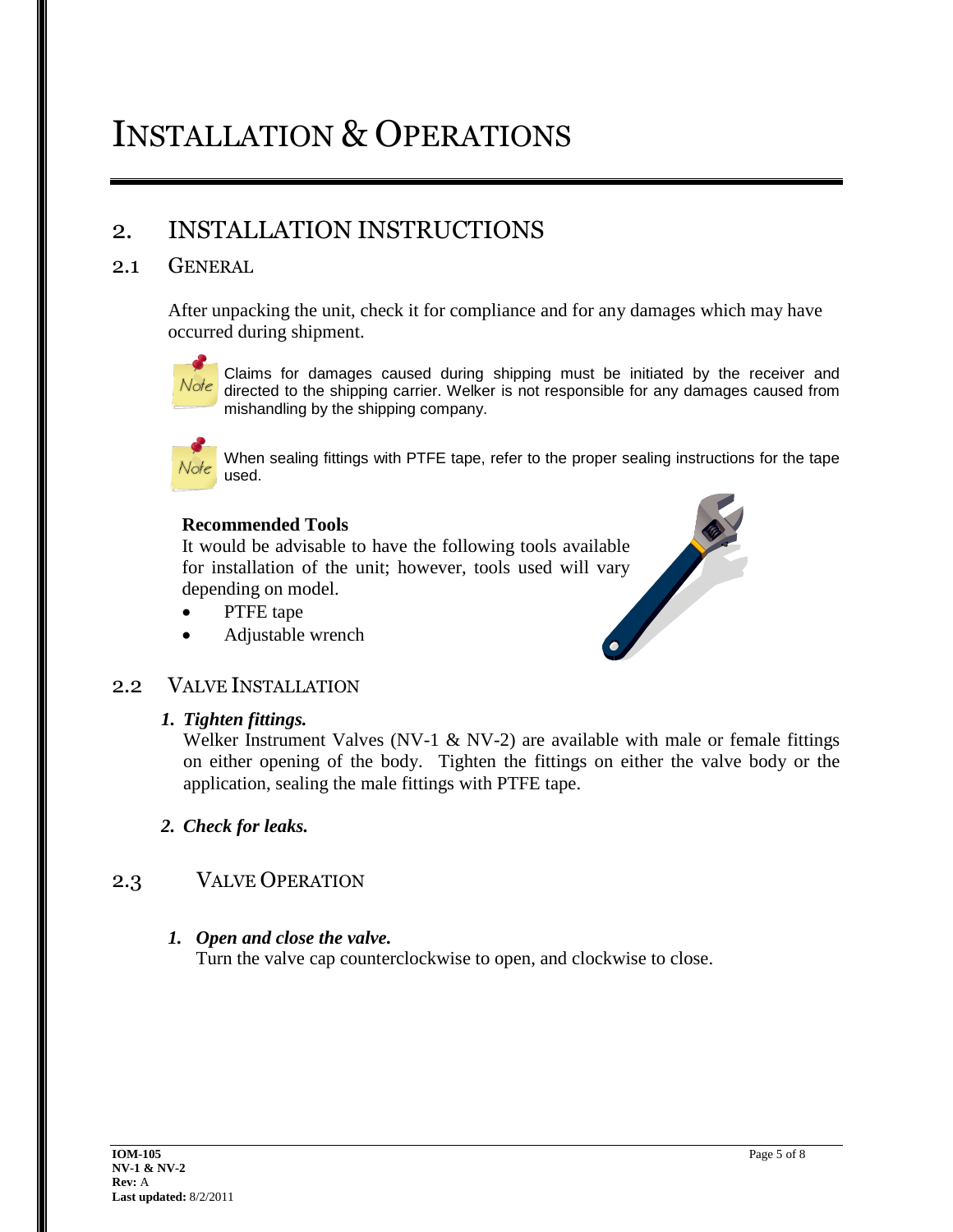# INSTALLATION & OPERATIONS

## 2. INSTALLATION INSTRUCTIONS

### 2.1 GENERAL

After unpacking the unit, check it for compliance and for any damages which may have occurred during shipment.

Note: Claims for damages caused during shipping must be initiated by the receiver and directed to the shipping carrier. Welker is not responsible for any damages caused from mishandling by the shipping company.

Note: When sealing fittings with PTFE tape, refer to the proper sealing instructions for the tape used.

**Recommended Tools**

It would be advisable to have the following tools available for installation of the unit; however, tools used will vary depending on model.

- PTFE tape
- Adjustable wrench

### 2.2 VALVE INSTALLATION

1. ***Tighten fittings.***
   Welker Instrument Valves (NV-1 & NV-2) are available with male or female fittings on either opening of the body. Tighten the fittings on either the valve body or the application, sealing the male fittings with PTFE tape.

2. ***Check for leaks.***

### 2.3 VALVE OPERATION

1. ***Open and close the valve.***
   Turn the valve cap counterclockwise to open, and clockwise to close.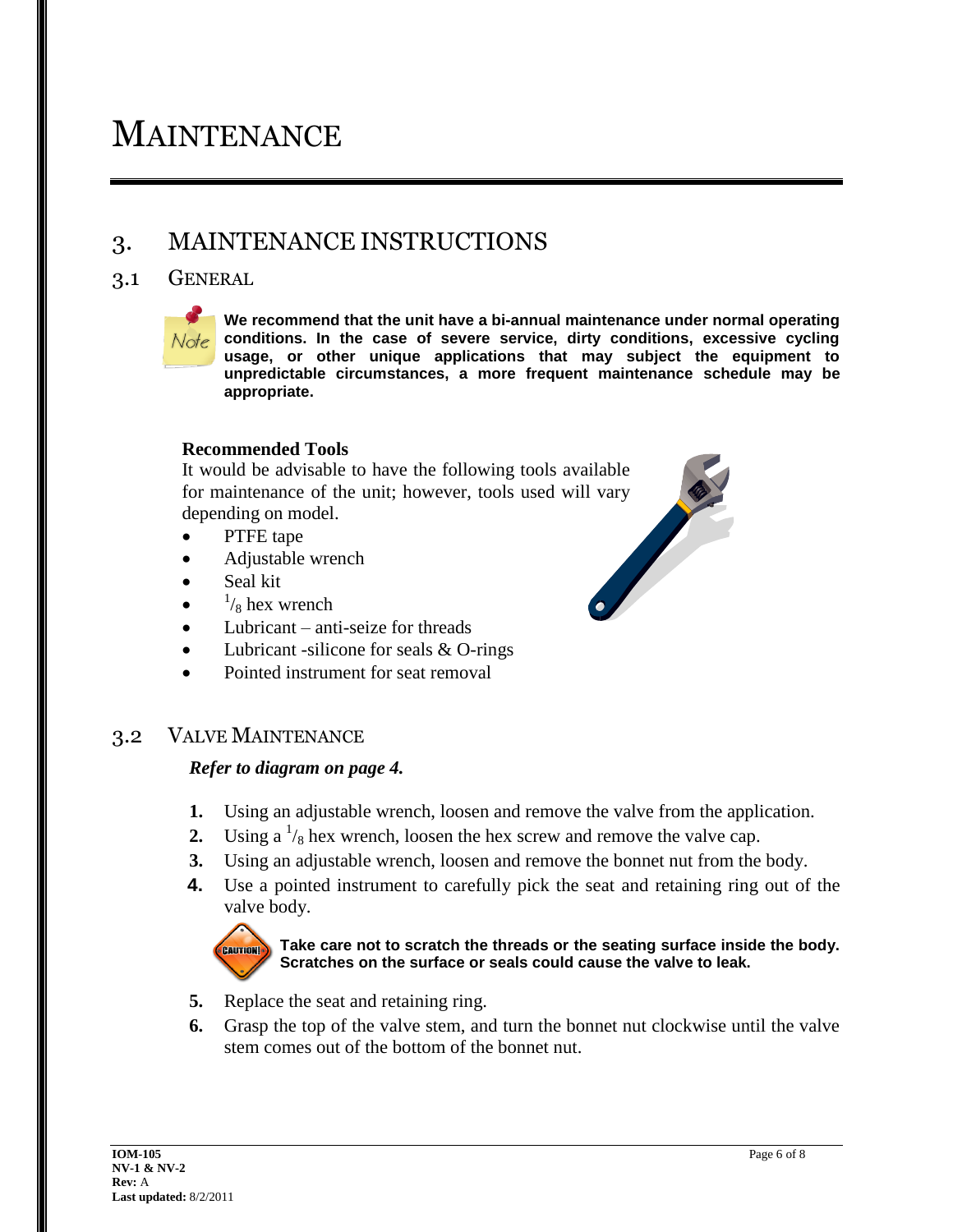# MAINTENANCE

## 3. MAINTENANCE INSTRUCTIONS

### 3.1 GENERAL

**We recommend that the unit have a bi-annual maintenance under normal operating conditions. In the case of severe service, dirty conditions, excessive cycling usage, or other unique applications that may subject the equipment to unpredictable circumstances, a more frequent maintenance schedule may be appropriate.**

**Recommended Tools**

It would be advisable to have the following tools available for maintenance of the unit; however, tools used will vary depending on model.

- PTFE tape
- Adjustable wrench
- Seal kit
- $^{1}/_{8}$ hex wrench
- Lubricant – anti-seize for threads
- Lubricant -silicone for seals & O-rings
- Pointed instrument for seat removal

### 3.2 VALVE MAINTENANCE

***Refer to diagram on page 4.***

1. Using an adjustable wrench, loosen and remove the valve from the application.
2. Using a $^{1}/_{8}$ hex wrench, loosen the hex screw and remove the valve cap.
3. Using an adjustable wrench, loosen and remove the bonnet nut from the body.
4. Use a pointed instrument to carefully pick the seat and retaining ring out of the valve body.

   **Take care not to scratch the threads or the seating surface inside the body. Scratches on the surface or seals could cause the valve to leak.**

5. Replace the seat and retaining ring.
6. Grasp the top of the valve stem, and turn the bonnet nut clockwise until the valve stem comes out of the bottom of the bonnet nut.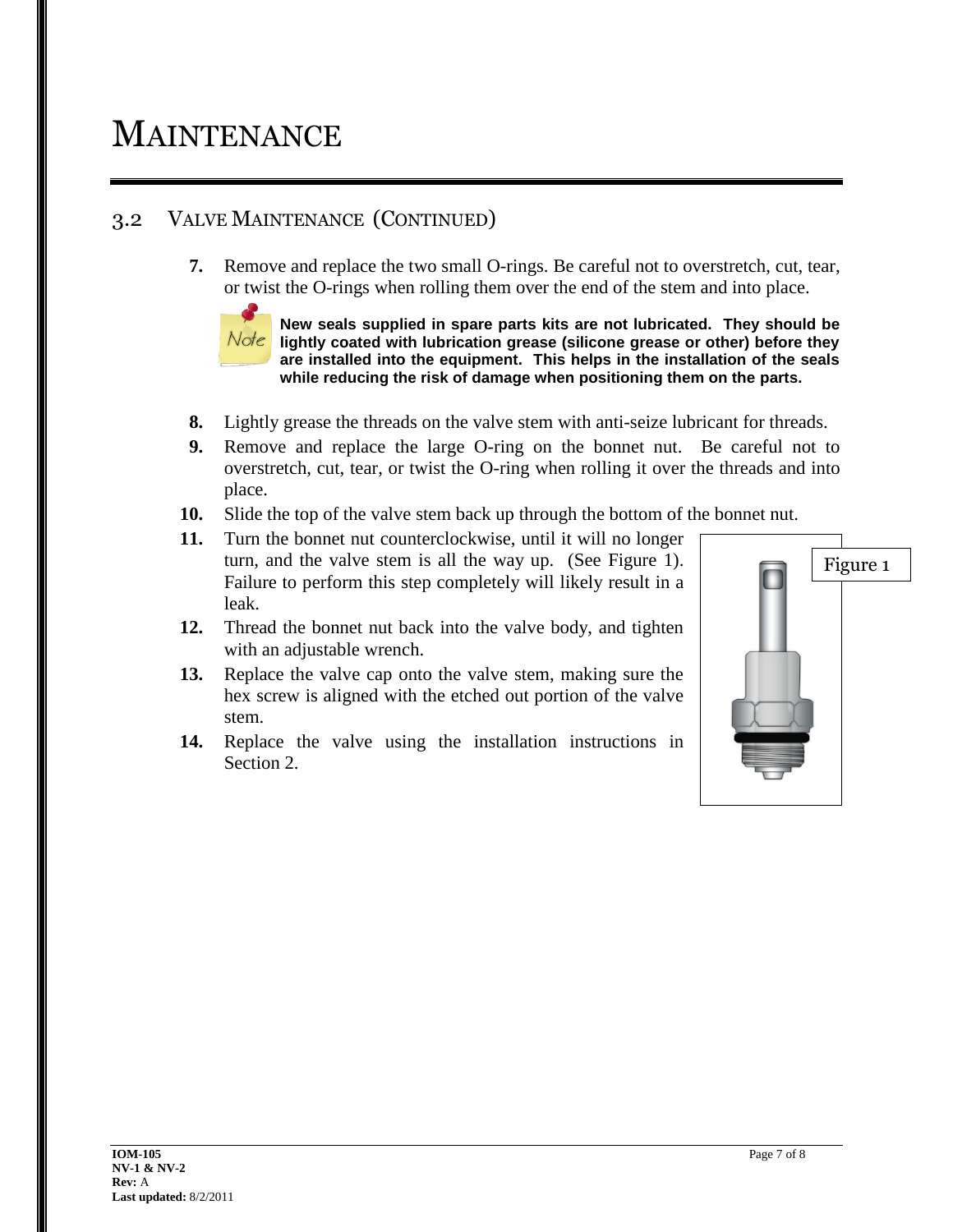# MAINTENANCE

## 3.2 VALVE MAINTENANCE (CONTINUED)

7. Remove and replace the two small O-rings. Be careful not to overstretch, cut, tear, or twist the O-rings when rolling them over the end of the stem and into place.

   **Note: New seals supplied in spare parts kits are not lubricated. They should be lightly coated with lubrication grease (silicone grease or other) before they are installed into the equipment. This helps in the installation of the seals while reducing the risk of damage when positioning them on the parts.**

8. Lightly grease the threads on the valve stem with anti-seize lubricant for threads.
9. Remove and replace the large O-ring on the bonnet nut. Be careful not to overstretch, cut, tear, or twist the O-ring when rolling it over the threads and into place.
10. Slide the top of the valve stem back up through the bottom of the bonnet nut.
11. Turn the bonnet nut counterclockwise, until it will no longer turn, and the valve stem is all the way up. (See Figure 1). Failure to perform this step completely will likely result in a leak.
12. Thread the bonnet nut back into the valve body, and tighten with an adjustable wrench.
13. Replace the valve cap onto the valve stem, making sure the hex screw is aligned with the etched out portion of the valve stem.
14. Replace the valve using the installation instructions in Section 2.

Figure 1

IOM-105
NV-1 & NV-2
**Rev:** A
**Last updated:** 8/2/2011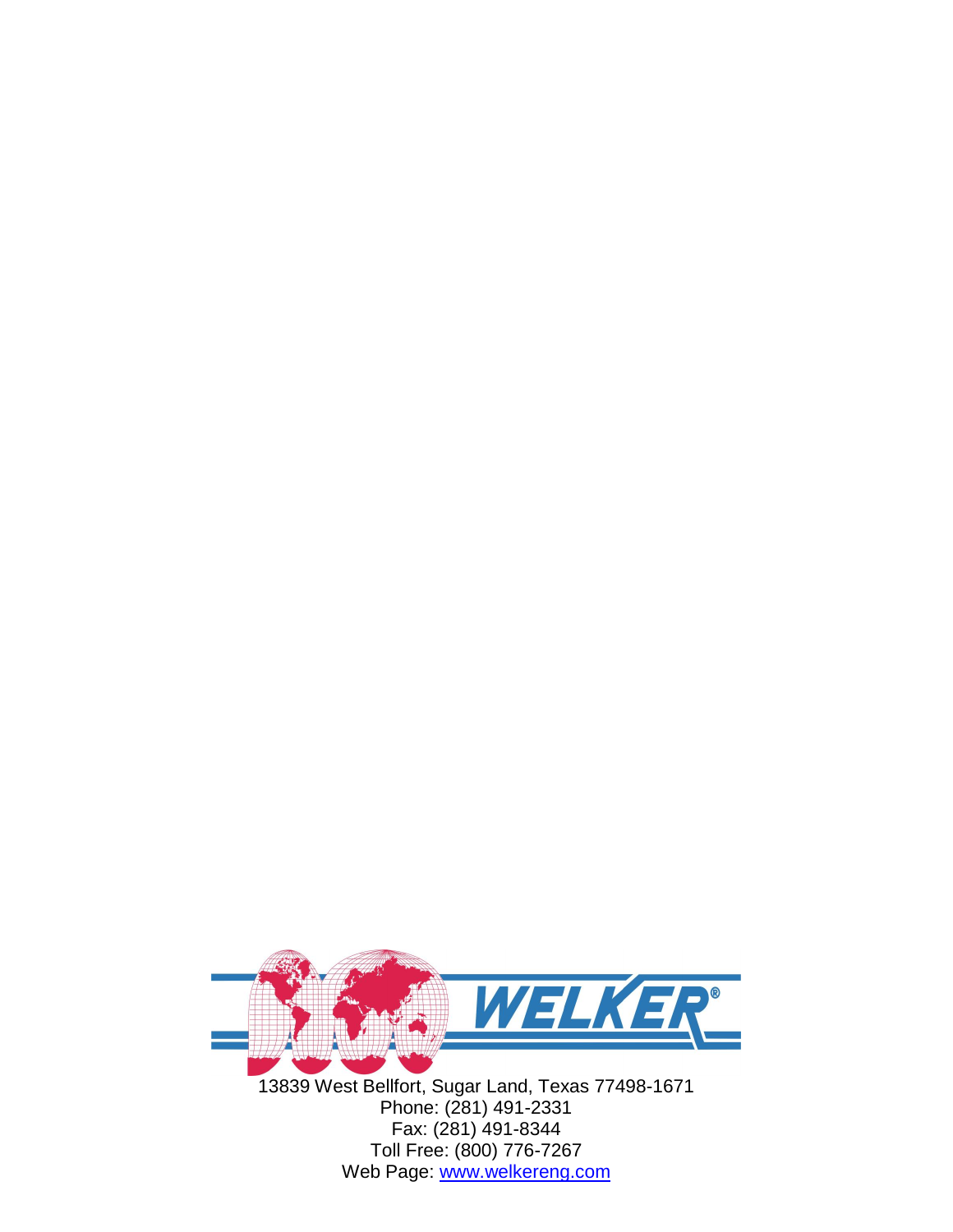13839 West Bellfort, Sugar Land, Texas 77498-1671
Phone: (281) 491-2331
Fax: (281) 491-8344
Toll Free: (800) 776-7267
Web Page: [www.welkereng.com](http://www.welkereng.com)